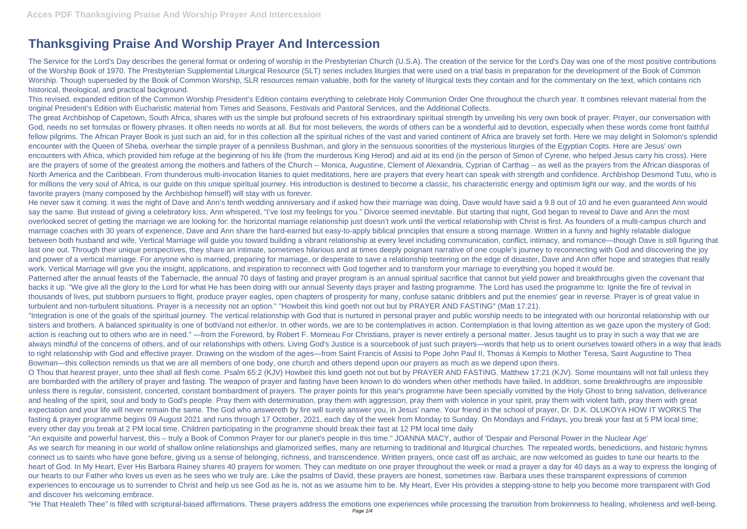# Thanksgiving Praise And Worship Prayer And Intercession

The Service for the Lord's Day describes the general format or ordering of worship in the Presbyterian Church (U.S.A). The creation of the service for the Lord's Day was one of the most positive contributions of the Worship Book of 1970. The Presbyterian Supplemental Liturgical Resource (SLT) series includes liturgies that were used on a trial basis in preparation for the development of the Book of Common Worship. Though superseded by the Book of Common Worship, SLR resources remain valuable, both for the variety of liturgical texts they contain and for the commentary on the text, which contains rich historical, theological, and practical background.

This revised, expanded edition of the Common Worship President's Edition contains everything to celebrate Holy Communion Order One throughout the church year. It combines relevant material from the original President's Edition with Eucharistic material from Times and Seasons, Festivals and Pastoral Services, and the Additional Collects.

The great Archbishop of Capetown, South Africa, shares with us the simple but profound secrets of his extraordinary spiritual strength by unveiling his very own book of prayer. Prayer, our conversation with God, needs no set formulas or flowery phrases. It often needs no words at all. But for most believers, the words of others can be a wonderful aid to devotion, especially when these words come front faithful fellow pilgrims. The African Prayer Book is just such an aid, for in this collection all the spiritual riches of the vast and varied continent of Africa are bravely set forth. Here we may delight in Solomon's splendid encounter with the Queen of Sheba, overhear the simple prayer of a penniless Bushman, and glory in the sensuous sonorities of the mysterious liturgies of the Egyptian Copts. Here are Jesus' own encounters with Africa, which provided him refuge at the beginning of his life (from the murderous King Herod) and aid at its end (in the person of Simon of Cyrene, who helped Jesus carry his cross). Here are the prayers of some of the greatest among the mothers and fathers of the Church -- Monica, Augustine, Clement of Alexandria, Cyprian of Carthag -- as well as the prayers from the African diasporas of North America and the Caribbean. From thunderous multi-invocation litanies to quiet meditations, here are prayers that every heart can speak with strength and confidence. Archbishop Desmond Tutu, who is for millions the very soul of Africa, is our guide on this unique spiritual journey. His introduction is destined to become a classic, his characteristic energy and optimism light our way, and the words of his favorite prayers (many composed by the Archbishop himself) will stay with us forever.

He never saw it coming. It was the night of Dave and Ann's tenth wedding anniversary and if asked how their marriage was doing, Dave would have said a 9.8 out of 10 and he even guaranteed Ann would say the same. But instead of giving a celebratory kiss, Ann whispered, "I've lost my feelings for you." Divorce seemed inevitable. But starting that night, God began to reveal to Dave and Ann the most overlooked secret of getting the marriage we are looking for: the horizontal marriage relationship just doesn't work until the vertical relationship with Christ is first. As founders of a multi-campus church and marriage coaches with 30 years of experience, Dave and Ann share the hard-earned but easy-to-apply biblical principles that ensure a strong marriage. Written in a funny and highly relatable dialogue between both husband and wife, Vertical Marriage will guide you toward building a vibrant relationship at every level including communication, conflict, intimacy, and romance—though Dave is still figuring that last one out. Through their unique perspectives, they share an intimate, sometimes hilarious and at times deeply poignant narrative of one couple's journey to reconnecting with God and discovering the joy and power of a vertical marriage. For anyone who is married, preparing for marriage, or desperate to save a relationship teetering on the edge of disaster, Dave and Ann offer hope and strategies that really work. Vertical Marriage will give you the insight, applications, and inspiration to reconnect with God together and to transform your marriage to everything you hoped it would be.

Patterned after the annual feasts of the Tabernacle, the annual 70 days of fasting and prayer program is an annual spiritual sacrifice that cannot but yield power and breakthroughs given the covenant that backs it up. "We give all the glory to the Lord for what He has been doing with our annual Seventy days prayer and fasting programme. The Lord has used the programme to: Ignite the fire of revival in thousands of lives, put stubborn pursuers to flight, produce prayer eagles, open chapters of prosperity for many, confuse satanic dribblers and put the enemies' gear in reverse. Prayer is of great value in turbulent and non-turbulent situations. Prayer is a necessity not an option." "Howbeit this kind goeth not out but by PRAYER AND FASTING" (Matt 17:21).

"Integration is one of the goals of the spiritual journey. The vertical relationship with God that is nurtured in personal prayer and public worship needs to be integrated with our horizontal relationship with our sisters and brothers. A balanced spirituality is one of both/and not either/or. In other words, we are to be contemplatives in action. Contemplation is that loving attention as we gaze upon the mystery of God; action is reaching out to others who are in need." —from the Foreword, by Robert F. Morneau For Christians, prayer is never entirely a personal matter. Jesus taught us to pray in such a way that we are always mindful of the concerns of others, and of our relationships with others. Living God's Justice is a sourcebook of just such prayers—words that help us to orient ourselves toward others in a way that leads to right relationship with God and effective prayer. Drawing on the wisdom of the ages—from Saint Francis of Assisi to Pope John Paul II, Thomas á Kempis to Mother Teresa, Saint Augustine to Thea Bowman—this collection reminds us that we are all members of one body, one church and others depend upon our prayers as much as we depend upon theirs.

O Thou that hearest prayer, unto thee shall all flesh come. Psalm 65:2 (KJV) Howbeit this kind goeth not out but by PRAYER AND FASTING. Matthew 17:21 (KJV). Some mountains will not fall unless they are bombarded with the artillery of prayer and fasting. The weapon of prayer and fasting have been known to do wonders when other methods have failed. In addition, some breakthroughs are impossible unless there is regular, consistent, concerted, constant bombardment of prayers. The prayer points for this year's programme have been specially vomitted by the Holy Ghost to bring salvation, deliverance and healing of the spirit, soul and body to God's people. Pray them with determination, pray them with aggression, pray them with violence in your spirit, pray them with violent faith, pray them with great expectation and your life will never remain the same. The God who answereth by fire will surely answer you, in Jesus' name. Your friend in the school of prayer, Dr. D.K. OLUKOYA HOW IT WORKS The fasting & prayer programme begins 09 August 2021 and runs through 17 October, 2021, each day of the week from Monday to Sunday. On Mondays and Fridays, you break your fast at 5 PM local time; every other day you break at 2 PM local time. Children participating in the programme should break their fast at 12 PM local time daily

"An exquisite and powerful harvest, this – truly a Book of Common Prayer for our planet's people in this time." JOANNA MACY, author of 'Despair and Personal Power in the Nuclear Age'

As we search for meaning in our world of shallow online relationships and glamorized selfies, many are returning to traditional and liturgical churches. The repeated words, benedictions, and historic hymns connect us to saints who have gone before, giving us a sense of belonging, richness, and transcendence. Written prayers, once cast off as archaic, are now welcomed as guides to tune our hearts to the heart of God. In My Heart, Ever His Barbara Rainey shares 40 prayers for women. They can meditate on one prayer throughout the week or read a prayer a day for 40 days as a way to express the longing of our hearts to our Father who loves us even as he sees who we truly are. Like the psalms of David, these prayers are honest, sometimes raw. Barbara uses these transparent expressions of common experiences to encourage us to surrender to Christ and help us see God as he is, not as we assume him to be. My Heart, Ever His provides a stepping-stone to help you become more transparent with God and discover his welcoming embrace.

"He That Healeth Thee" is filled with scriptural-based affirmations. These prayers address the emotions one experiences while processing the transition from brokenness to healing, wholeness and well-being.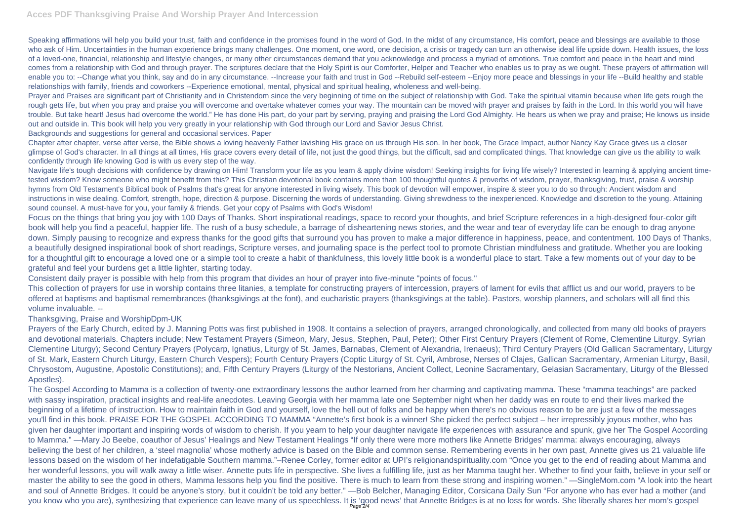Speaking affirmations will help you build your trust, faith and confidence in the promises found in the word of God. In the midst of any circumstance, His comfort, peace and blessings are available to those who ask of Him. Uncertainties in the human experience brings many challenges. One moment, one word, one decision, a crisis or tragedy can turn an otherwise ideal life upside down. Health issues, the loss of a loved-one, financial, relationship and lifestyle changes, or many other circumstances demand that you acknowledge and process a myriad of emotions. True comfort and peace in the heart and mind comes from a relationship with God and through prayer. The scriptures declare that the Holy Spirit is our Comforter, Helper and Teacher who enables us to pray as we ought. These prayers of affirmation will enable you to: --Change what you think, say and do in any circumstance. --Increase your faith and trust in God --Rebuild self-esteem --Enjoy more peace and blessings in your life --Build healthy and stable relationships with family, friends and coworkers --Experience emotional, mental, physical and spiritual healing, wholeness and well-being.

Prayer and Praises are significant part of Christianity and in Christendom since the very beginning of time on the subject of relationship with God. Take the spiritual vitamin because when life gets rough the rough gets life, but when you pray and praise you will overcome and overtake whatever comes your way. The mountain can be moved with prayer and praises by faith in the Lord. In this world you will have trouble. But take heart! Jesus had overcome the world." He has done His part, do your part by serving, praying and praising the Lord God Almighty. He hears us when we pray and praise; He knows us inside out and outside in. This book will help you very greatly in your relationship with God through our Lord and Savior Jesus Christ.

Backgrounds and suggestions for general and occasional services. Paper

Chapter after chapter, verse after verse, the Bible shows a loving heavenly Father lavishing His grace on us through His son. In her book, The Grace Impact, author Nancy Kay Grace gives us a closer glimpse of God's character. In all things at all times, His grace covers every detail of life, not just the good things, but the difficult, sad and complicated things. That knowledge can give us the ability to walk confidently through life knowing God is with us every step of the way.

Navigate life's tough decisions with confidence by drawing on Him! Transform your life as you learn & apply divine wisdom! Seeking insights for living life wisely? Interested in learning & applying ancient time-tested wisdom? Know someone who might benefit from this? This Christian devotional book contains more than 100 thoughtful quotes & proverbs of wisdom, prayer, thanksgiving, trust, praise & worship hymns from Old Testament's Biblical book of Psalms that's great for anyone interested in living wisely. This book of devotion will empower, inspire & steer you to do so through: Ancient wisdom and instructions in wise dealing. Comfort, strength, hope, direction & purpose. Discerning the words of understanding. Giving shrewdness to the inexperienced. Knowledge and discretion to the young. Attaining sound counsel. A must-have for you, your family & friends. Get your copy of Psalms with God's Wisdom!

Focus on the things that bring you joy with 100 Days of Thanks. Short inspirational readings, space to record your thoughts, and brief Scripture references in a high-designed four-color gift book will help you find a peaceful, happier life. The rush of a busy schedule, a barrage of disheartening news stories, and the wear and tear of everyday life can be enough to drag anyone down. Simply pausing to recognize and express thanks for the good gifts that surround you has proven to make a major difference in happiness, peace, and contentment. 100 Days of Thanks, a beautifully designed inspirational book of short readings, Scripture verses, and journaling space is the perfect tool to promote Christian mindfulness and gratitude. Whether you are looking for a thoughtful gift to encourage a loved one or a simple tool to create a habit of thankfulness, this lovely little book is a wonderful place to start. Take a few moments out of your day to be grateful and feel your burdens get a little lighter, starting today.

Consistent daily prayer is possible with help from this program that divides an hour of prayer into five-minute "points of focus."

This collection of prayers for use in worship contains three litanies, a template for constructing prayers of intercession, prayers of lament for evils that afflict us and our world, prayers to be offered at baptisms and baptismal remembrances (thanksgivings at the font), and eucharistic prayers (thanksgivings at the table). Pastors, worship planners, and scholars will all find this volume invaluable. --

Thanksgiving, Praise and WorshipDpm-UK

Prayers of the Early Church, edited by J. Manning Potts was first published in 1908. It contains a selection of prayers, arranged chronologically, and collected from many old books of prayers and devotional materials. Chapters include; New Testament Prayers (Simeon, Mary, Jesus, Stephen, Paul, Peter); Other First Century Prayers (Clement of Rome, Clementine Liturgy, Syrian Clementine Liturgy); Second Century Prayers (Polycarp, Ignatius, Liturgy of St. James, Barnabas, Clement of Alexandria, Irenaeus); Third Century Prayers (Old Gallican Sacramentary, Liturgy of St. Mark, Eastern Church Liturgy, Eastern Church Vespers); Fourth Century Prayers (Coptic Liturgy of St. Cyril, Ambrose, Nerses of Clajes, Gallican Sacramentary, Armenian Liturgy, Basil, Chrysostom, Augustine, Apostolic Constitutions); and, Fifth Century Prayers (Liturgy of the Nestorians, Ancient Collect, Leonine Sacramentary, Gelasian Sacramentary, Liturgy of the Blessed Apostles).

The Gospel According to Mamma is a collection of twenty-one extraordinary lessons the author learned from her charming and captivating mamma. These "mamma teachings" are packed with sassy inspiration, practical insights and real-life anecdotes. Leaving Georgia with her mamma late one September night when her daddy was en route to end their lives marked the beginning of a lifetime of instruction. How to maintain faith in God and yourself, love the hell out of folks and be happy when there's no obvious reason to be are just a few of the messages you'll find in this book. PRAISE FOR THE GOSPEL ACCORDING TO MAMMA "Annette's first book is a winner! She picked the perfect subject – her irrepressibly joyous mother, who has given her daughter important and inspiring words of wisdom to cherish. If you yearn to help your daughter navigate life experiences with assurance and spunk, give her The Gospel According to Mamma." —Mary Jo Beebe, coauthor of Jesus' Healings and New Testament Healings "If only there were more mothers like Annette Bridges' mamma: always encouraging, always believing the best of her children, a 'steel magnolia' whose motherly advice is based on the Bible and common sense. Remembering events in her own past, Annette gives us 21 valuable life lessons based on the wisdom of her indefatigable Southern mamma."–Renee Corley, former editor at UPI's religionandspirituality.com "Once you get to the end of reading about Mamma and her wonderful lessons, you will walk away a little wiser. Annette puts life in perspective. She lives a fulfilling life, just as her Mamma taught her. Whether to find your faith, believe in your self or master the ability to see the good in others, Mamma lessons help you find the positive. There is much to learn from these strong and inspiring women." —SingleMom.com "A look into the heart and soul of Annette Bridges. It could be anyone's story, but it couldn't be told any better." —Bob Belcher, Managing Editor, Corsicana Daily Sun "For anyone who has ever had a mother (and you know who you are), synthesizing that experience can leave many of us speechless. It is 'good news' that Annette Bridges is at no loss for words. She liberally shares her mom's gospel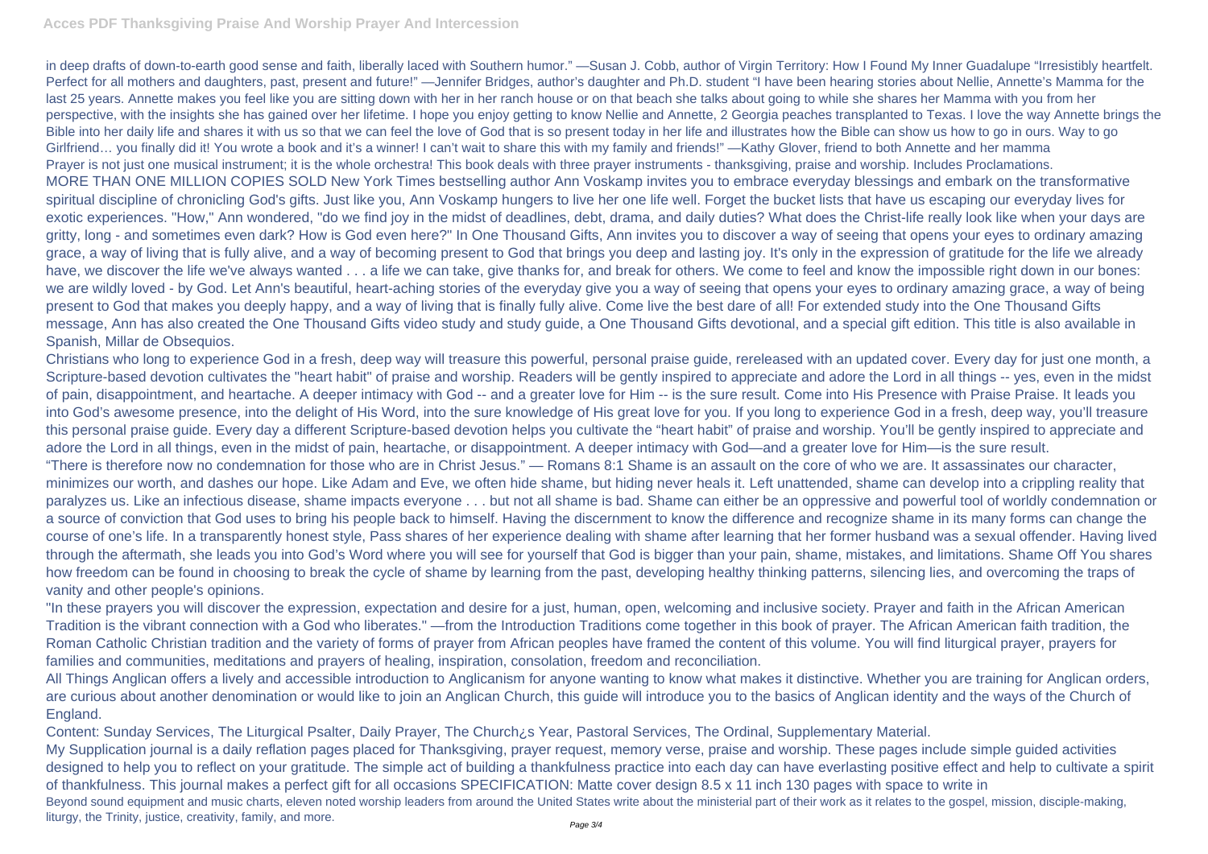in deep drafts of down-to-earth good sense and faith, liberally laced with Southern humor." —Susan J. Cobb, author of Virgin Territory: How I Found My Inner Guadalupe "Irresistibly heartfelt. Perfect for all mothers and daughters, past, present and future!" —Jennifer Bridges, author's daughter and Ph.D. student "I have been hearing stories about Nellie, Annette's Mamma for the last 25 years. Annette makes you feel like you are sitting down with her in her ranch house or on that beach she talks about going to while she shares her Mamma with you from her perspective, with the insights she has gained over her lifetime. I hope you enjoy getting to know Nellie and Annette, 2 Georgia peaches transplanted to Texas. I love the way Annette brings the Bible into her daily life and shares it with us so that we can feel the love of God that is so present today in her life and illustrates how the Bible can show us how to go in ours. Way to go Girlfriend… you finally did it! You wrote a book and it's a winner! I can't wait to share this with my family and friends!" —Kathy Glover, friend to both Annette and her mamma

Prayer is not just one musical instrument; it is the whole orchestra! This book deals with three prayer instruments - thanksgiving, praise and worship. Includes Proclamations.

MORE THAN ONE MILLION COPIES SOLD New York Times bestselling author Ann Voskamp invites you to embrace everyday blessings and embark on the transformative spiritual discipline of chronicling God's gifts. Just like you, Ann Voskamp hungers to live her one life well. Forget the bucket lists that have us escaping our everyday lives for exotic experiences. "How," Ann wondered, "do we find joy in the midst of deadlines, debt, drama, and daily duties? What does the Christ-life really look like when your days are gritty, long - and sometimes even dark? How is God even here?" In One Thousand Gifts, Ann invites you to discover a way of seeing that opens your eyes to ordinary amazing grace, a way of living that is fully alive, and a way of becoming present to God that brings you deep and lasting joy. It's only in the expression of gratitude for the life we already have, we discover the life we've always wanted . . . a life we can take, give thanks for, and break for others. We come to feel and know the impossible right down in our bones: we are wildly loved - by God. Let Ann's beautiful, heart-aching stories of the everyday give you a way of seeing that opens your eyes to ordinary amazing grace, a way of being present to God that makes you deeply happy, and a way of living that is finally fully alive. Come live the best dare of all! For extended study into the One Thousand Gifts message, Ann has also created the One Thousand Gifts video study and study guide, a One Thousand Gifts devotional, and a special gift edition. This title is also available in Spanish, Millar de Obsequios.

Christians who long to experience God in a fresh, deep way will treasure this powerful, personal praise guide, rereleased with an updated cover. Every day for just one month, a Scripture-based devotion cultivates the "heart habit" of praise and worship. Readers will be gently inspired to appreciate and adore the Lord in all things -- yes, even in the midst of pain, disappointment, and heartache. A deeper intimacy with God -- and a greater love for Him -- is the sure result. Come into His Presence with Praise Praise. It leads you into God's awesome presence, into the delight of His Word, into the sure knowledge of His great love for you. If you long to experience God in a fresh, deep way, you'll treasure this personal praise guide. Every day a different Scripture-based devotion helps you cultivate the "heart habit" of praise and worship. You'll be gently inspired to appreciate and adore the Lord in all things, even in the midst of pain, heartache, or disappointment. A deeper intimacy with God—and a greater love for Him—is the sure result.

"There is therefore now no condemnation for those who are in Christ Jesus." — Romans 8:1 Shame is an assault on the core of who we are. It assassinates our character, minimizes our worth, and dashes our hope. Like Adam and Eve, we often hide shame, but hiding never heals it. Left unattended, shame can develop into a crippling reality that paralyzes us. Like an infectious disease, shame impacts everyone . . . but not all shame is bad. Shame can either be an oppressive and powerful tool of worldly condemnation or a source of conviction that God uses to bring his people back to himself. Having the discernment to know the difference and recognize shame in its many forms can change the course of one's life. In a transparently honest style, Pass shares of her experience dealing with shame after learning that her former husband was a sexual offender. Having lived through the aftermath, she leads you into God's Word where you will see for yourself that God is bigger than your pain, shame, mistakes, and limitations. Shame Off You shares how freedom can be found in choosing to break the cycle of shame by learning from the past, developing healthy thinking patterns, silencing lies, and overcoming the traps of vanity and other people's opinions.

"In these prayers you will discover the expression, expectation and desire for a just, human, open, welcoming and inclusive society. Prayer and faith in the African American Tradition is the vibrant connection with a God who liberates." —from the Introduction Traditions come together in this book of prayer. The African American faith tradition, the Roman Catholic Christian tradition and the variety of forms of prayer from African peoples have framed the content of this volume. You will find liturgical prayer, prayers for families and communities, meditations and prayers of healing, inspiration, consolation, freedom and reconciliation.

All Things Anglican offers a lively and accessible introduction to Anglicanism for anyone wanting to know what makes it distinctive. Whether you are training for Anglican orders, are curious about another denomination or would like to join an Anglican Church, this guide will introduce you to the basics of Anglican identity and the ways of the Church of England.

Content: Sunday Services, The Liturgical Psalter, Daily Prayer, The Church¿s Year, Pastoral Services, The Ordinal, Supplementary Material.

My Supplication journal is a daily reflation pages placed for Thanksgiving, prayer request, memory verse, praise and worship. These pages include simple guided activities designed to help you to reflect on your gratitude. The simple act of building a thankfulness practice into each day can have everlasting positive effect and help to cultivate a spirit of thankfulness. This journal makes a perfect gift for all occasions SPECIFICATION: Matte cover design 8.5 x 11 inch 130 pages with space to write in

Beyond sound equipment and music charts, eleven noted worship leaders from around the United States write about the ministerial part of their work as it relates to the gospel, mission, disciple-making, liturgy, the Trinity, justice, creativity, family, and more.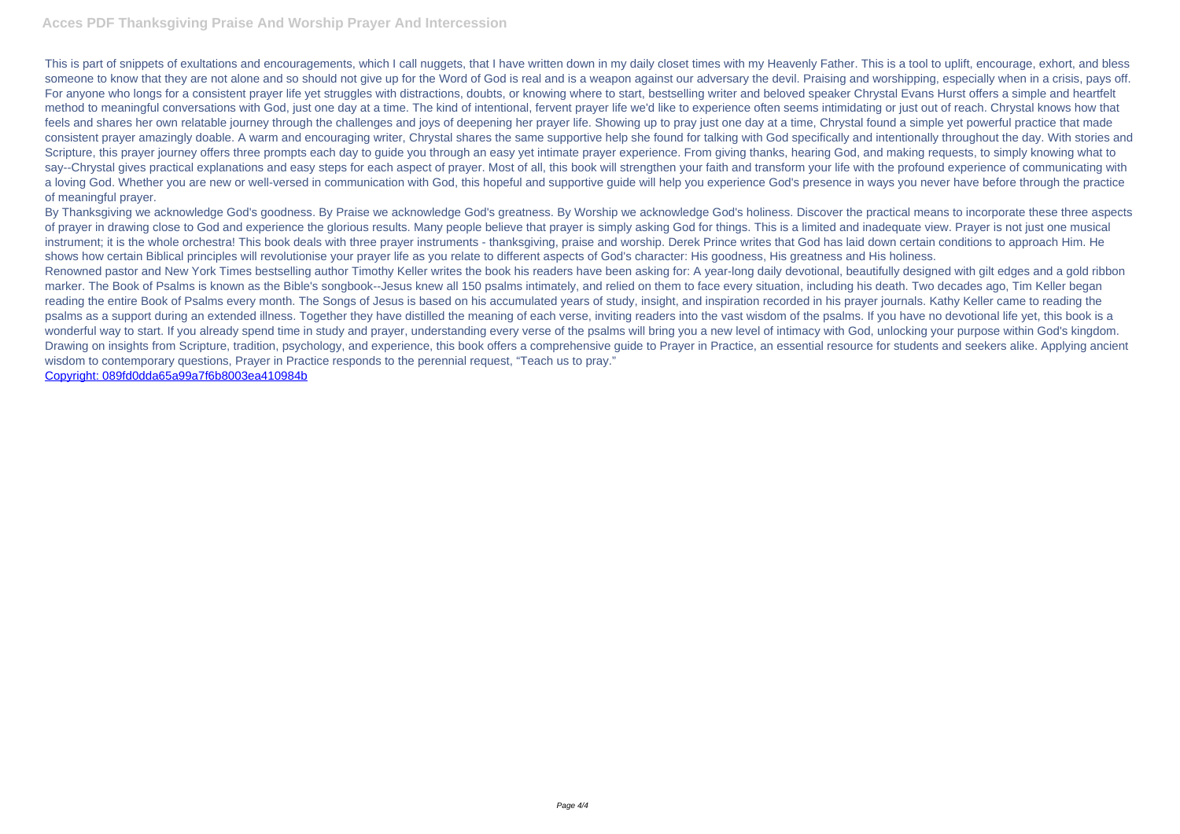This is part of snippets of exultations and encouragements, which I call nuggets, that I have written down in my daily closet times with my Heavenly Father. This is a tool to uplift, encourage, exhort, and bless someone to know that they are not alone and so should not give up for the Word of God is real and is a weapon against our adversary the devil. Praising and worshipping, especially when in a crisis, pays off. For anyone who longs for a consistent prayer life yet struggles with distractions, doubts, or knowing where to start, bestselling writer and beloved speaker Chrystal Evans Hurst offers a simple and heartfelt method to meaningful conversations with God, just one day at a time. The kind of intentional, fervent prayer life we'd like to experience often seems intimidating or just out of reach. Chrystal knows how that feels and shares her own relatable journey through the challenges and joys of deepening her prayer life. Showing up to pray just one day at a time, Chrystal found a simple yet powerful practice that made consistent prayer amazingly doable. A warm and encouraging writer, Chrystal shares the same supportive help she found for talking with God specifically and intentionally throughout the day. With stories and Scripture, this prayer journey offers three prompts each day to guide you through an easy yet intimate prayer experience. From giving thanks, hearing God, and making requests, to simply knowing what to say--Chrystal gives practical explanations and easy steps for each aspect of prayer. Most of all, this book will strengthen your faith and transform your life with the profound experience of communicating with a loving God. Whether you are new or well-versed in communication with God, this hopeful and supportive guide will help you experience God's presence in ways you never have before through the practice of meaningful prayer.

By Thanksgiving we acknowledge God's goodness. By Praise we acknowledge God's greatness. By Worship we acknowledge God's holiness. Discover the practical means to incorporate these three aspects of prayer in drawing close to God and experience the glorious results. Many people believe that prayer is simply asking God for things. This is a limited and inadequate view. Prayer is not just one musical instrument; it is the whole orchestra! This book deals with three prayer instruments - thanksgiving, praise and worship. Derek Prince writes that God has laid down certain conditions to approach Him. He shows how certain Biblical principles will revolutionise your prayer life as you relate to different aspects of God's character: His goodness, His greatness and His holiness.

Renowned pastor and New York Times bestselling author Timothy Keller writes the book his readers have been asking for: A year-long daily devotional, beautifully designed with gilt edges and a gold ribbon marker. The Book of Psalms is known as the Bible's songbook--Jesus knew all 150 psalms intimately, and relied on them to face every situation, including his death. Two decades ago, Tim Keller began reading the entire Book of Psalms every month. The Songs of Jesus is based on his accumulated years of study, insight, and inspiration recorded in his prayer journals. Kathy Keller came to reading the psalms as a support during an extended illness. Together they have distilled the meaning of each verse, inviting readers into the vast wisdom of the psalms. If you have no devotional life yet, this book is a wonderful way to start. If you already spend time in study and prayer, understanding every verse of the psalms will bring you a new level of intimacy with God, unlocking your purpose within God's kingdom.

Drawing on insights from Scripture, tradition, psychology, and experience, this book offers a comprehensive guide to Prayer in Practice, an essential resource for students and seekers alike. Applying ancient wisdom to contemporary questions, Prayer in Practice responds to the perennial request, “Teach us to pray.”

Copyright: 089fd0dda65a99a7f6b8003ea410984b